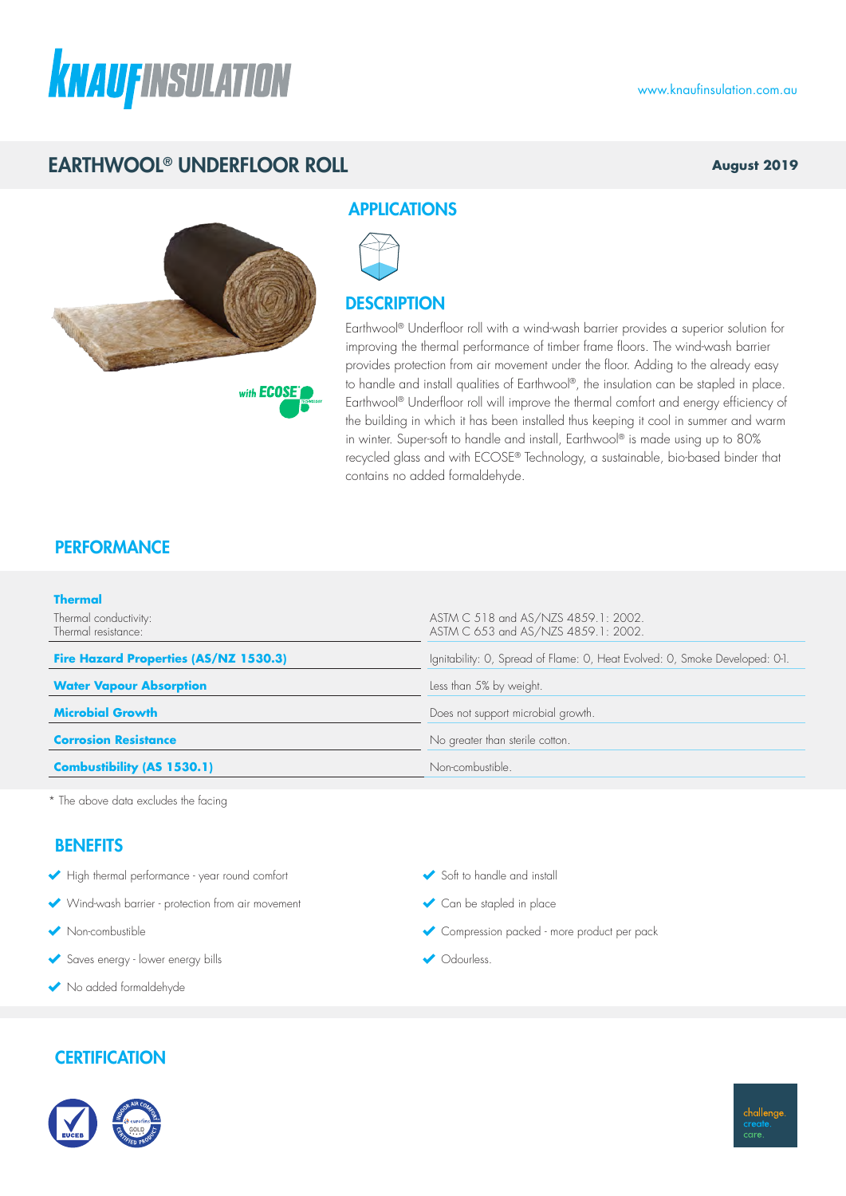# EARTHWOOL® UNDERFLOOR ROLL

**August 2019**

## APPLICATIONS

## DESCRIPTION

Earthwool® Underfloor roll with a wind-wash barrier provides a superior solution for improving the thermal performance of timber frame floors. The wind-wash barrier provides protection from air movement under the floor. Adding to the already easy to handle and install qualities of Earthwool®, the insulation can be stapled in place. Earthwool® Underfloor roll will improve the thermal comfort and energy efficiency of the building in which it has been installed thus keeping it cool in summer and warm in winter. Super-soft to handle and install, Earthwool® is made using up to 80% recycled glass and with ECOSE® Technology, a sustainable, bio-based binder that contains no added formaldehyde.

## PERFORMANCE

| | |
|---|---|
| **Thermal** | |
| Thermal conductivity:<br>Thermal resistance: | ASTM C 518 and AS/NZS 4859.1: 2002.<br>ASTM C 653 and AS/NZS 4859.1: 2002. |
| **Fire Hazard Properties (AS/NZ 1530.3)** | Ignitability: 0, Spread of Flame: 0, Heat Evolved: 0, Smoke Developed: 0-1. |
| **Water Vapour Absorption** | Less than 5% by weight. |
| **Microbial Growth** | Does not support microbial growth. |
| **Corrosion Resistance** | No greater than sterile cotton. |
| **Combustibility (AS 1530.1)** | Non-combustible. |

* The above data excludes the facing

## BENEFITS

- High thermal performance - year round comfort
- Wind-wash barrier - protection from air movement
- Non-combustible
- Saves energy - lower energy bills
- No added formaldehyde
- Soft to handle and install
- Can be stapled in place
- Compression packed - more product per pack
- Odourless.

## CERTIFICATION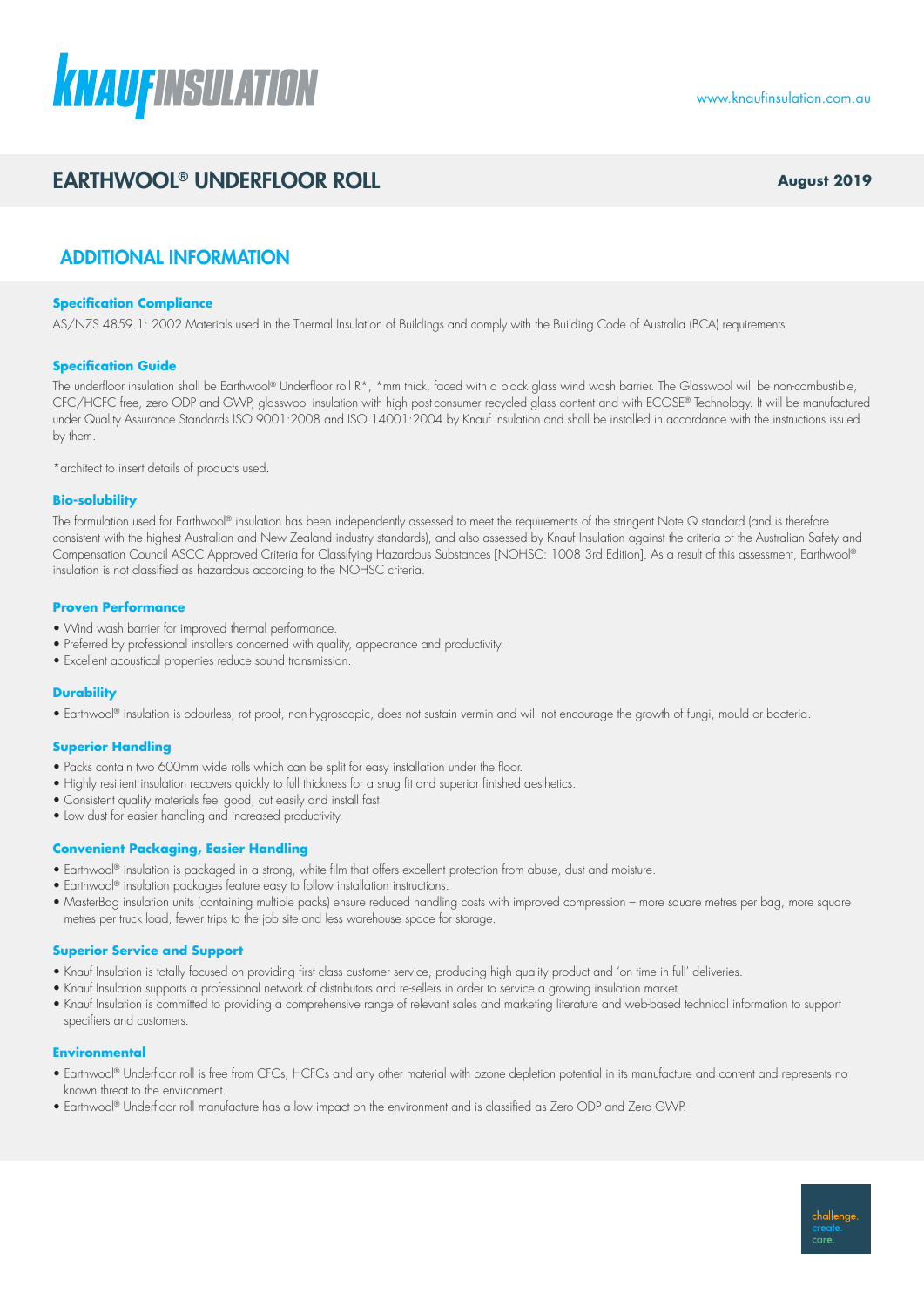# EARTHWOOL® UNDERFLOOR ROLL

**August 2019**

## ADDITIONAL INFORMATION

### Specification Compliance

AS/NZS 4859.1: 2002 Materials used in the Thermal Insulation of Buildings and comply with the Building Code of Australia (BCA) requirements.

### Specification Guide

The underfloor insulation shall be Earthwool® Underfloor roll R*, *mm thick, faced with a black glass wind wash barrier. The Glasswool will be non-combustible, CFC/HCFC free, zero ODP and GWP, glasswool insulation with high post-consumer recycled glass content and with ECOSE® Technology. It will be manufactured under Quality Assurance Standards ISO 9001:2008 and ISO 14001:2004 by Knauf Insulation and shall be installed in accordance with the instructions issued by them.

*architect to insert details of products used.

### Bio-solubility

The formulation used for Earthwool® insulation has been independently assessed to meet the requirements of the stringent Note Q standard (and is therefore consistent with the highest Australian and New Zealand industry standards), and also assessed by Knauf Insulation against the criteria of the Australian Safety and Compensation Council ASCC Approved Criteria for Classifying Hazardous Substances [NOHSC: 1008 3rd Edition]. As a result of this assessment, Earthwool® insulation is not classified as hazardous according to the NOHSC criteria.

### Proven Performance

- Wind wash barrier for improved thermal performance.
- Preferred by professional installers concerned with quality, appearance and productivity.
- Excellent acoustical properties reduce sound transmission.

### Durability

- Earthwool® insulation is odourless, rot proof, non-hygroscopic, does not sustain vermin and will not encourage the growth of fungi, mould or bacteria.

### Superior Handling

- Packs contain two 600mm wide rolls which can be split for easy installation under the floor.
- Highly resilient insulation recovers quickly to full thickness for a snug fit and superior finished aesthetics.
- Consistent quality materials feel good, cut easily and install fast.
- Low dust for easier handling and increased productivity.

### Convenient Packaging, Easier Handling

- Earthwool® insulation is packaged in a strong, white film that offers excellent protection from abuse, dust and moisture.
- Earthwool® insulation packages feature easy to follow installation instructions.
- MasterBag insulation units (containing multiple packs) ensure reduced handling costs with improved compression – more square metres per bag, more square metres per truck load, fewer trips to the job site and less warehouse space for storage.

### Superior Service and Support

- Knauf Insulation is totally focused on providing first class customer service, producing high quality product and 'on time in full' deliveries.
- Knauf Insulation supports a professional network of distributors and re-sellers in order to service a growing insulation market.
- Knauf Insulation is committed to providing a comprehensive range of relevant sales and marketing literature and web-based technical information to support specifiers and customers.

### Environmental

- Earthwool® Underfloor roll is free from CFCs, HCFCs and any other material with ozone depletion potential in its manufacture and content and represents no known threat to the environment.
- Earthwool® Underfloor roll manufacture has a low impact on the environment and is classified as Zero ODP and Zero GWP.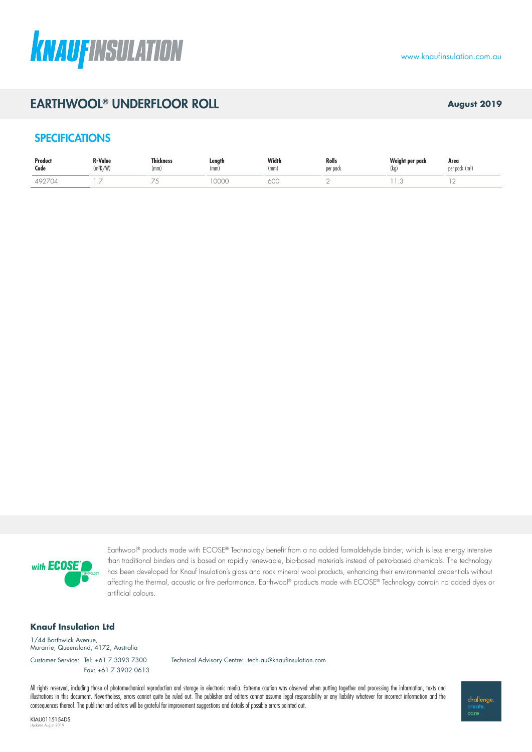# EARTHWOOL® UNDERFLOOR ROLL

**August 2019**

## SPECIFICATIONS

| Product Code | R-Value ($m^2K/W$) | Thickness (mm) | Length (mm) | Width (mm) | Rolls per pack | Weight per pack (kg) | Area per pack ($m^2$) |
|---|---|---|---|---|---|---|---|
| 492704 | 1.7 | 75 | 10000 | 600 | 2 | 11.3 | 12 |

Earthwool® products made with ECOSE® Technology benefit from a no added formaldehyde binder, which is less energy intensive than traditional binders and is based on rapidly renewable, bio-based materials instead of petro-based chemicals. The technology has been developed for Knauf Insulation's glass and rock mineral wool products, enhancing their environmental credentials without affecting the thermal, acoustic or fire performance. Earthwool® products made with ECOSE® Technology contain no added dyes or artificial colours.

**Knauf Insulation Ltd**

1/44 Borthwick Avenue,
Murarrie, Queensland, 4172, Australia

Customer Service: Tel: +61 7 3393 7300
Fax: +61 7 3902 0613

Technical Advisory Centre: tech.au@knaufinsulation.com

All rights reserved, including those of photomechanical reproduction and storage in electronic media. Extreme caution was observed when putting together and processing the information, texts and illustrations in this document. Nevertheless, errors cannot quite be ruled out. The publisher and editors cannot assume legal responsibility or any liability whatever for incorrect information and the consequences thereof. The publisher and editors will be grateful for improvement suggestions and details of possible errors pointed out.

KIAU0115154DS
Updated August 2019